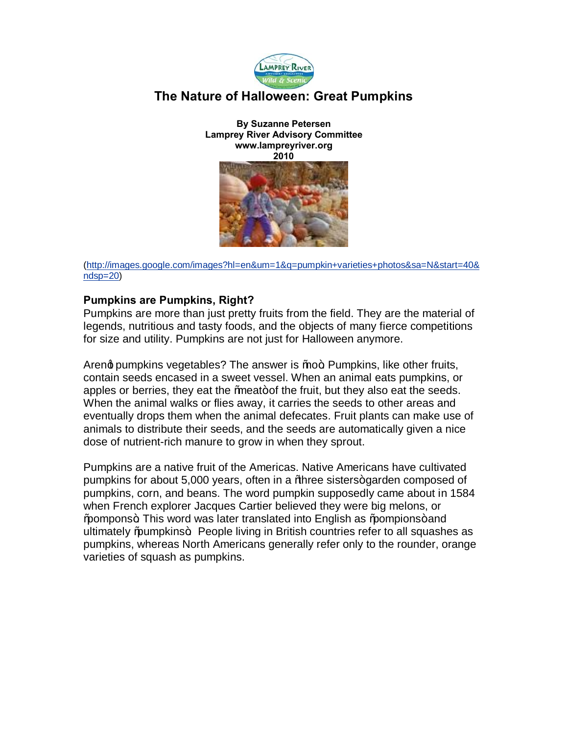# The Nature of Halloween: Great Pumpkins

**By Suzanne Petersen**
**Lamprey River Advisory Committee**
**www.lampreyriver.org**
**2010**

(http://images.google.com/images?hl=en&um=1&q=pumpkin+varieties+photos&sa=N&start=40&ndsp=20)

### Pumpkins are Pumpkins, Right?

Pumpkins are more than just pretty fruits from the field. They are the material of legends, nutritious and tasty foods, and the objects of many fierce competitions for size and utility. Pumpkins are not just for Halloween anymore.

Aren't pumpkins vegetables? The answer is "no". Pumpkins, like other fruits, contain seeds encased in a sweet vessel. When an animal eats pumpkins, or apples or berries, they eat the "meat" of the fruit, but they also eat the seeds. When the animal walks or flies away, it carries the seeds to other areas and eventually drops them when the animal defecates. Fruit plants can make use of animals to distribute their seeds, and the seeds are automatically given a nice dose of nutrient-rich manure to grow in when they sprout.

Pumpkins are a native fruit of the Americas. Native Americans have cultivated pumpkins for about 5,000 years, often in a "three sisters" garden composed of pumpkins, corn, and beans. The word pumpkin supposedly came about in 1584 when French explorer Jacques Cartier believed they were big melons, or "pompons". This word was later translated into English as "pompions" and ultimately "pumpkins". People living in British countries refer to all squashes as pumpkins, whereas North Americans generally refer only to the rounder, orange varieties of squash as pumpkins.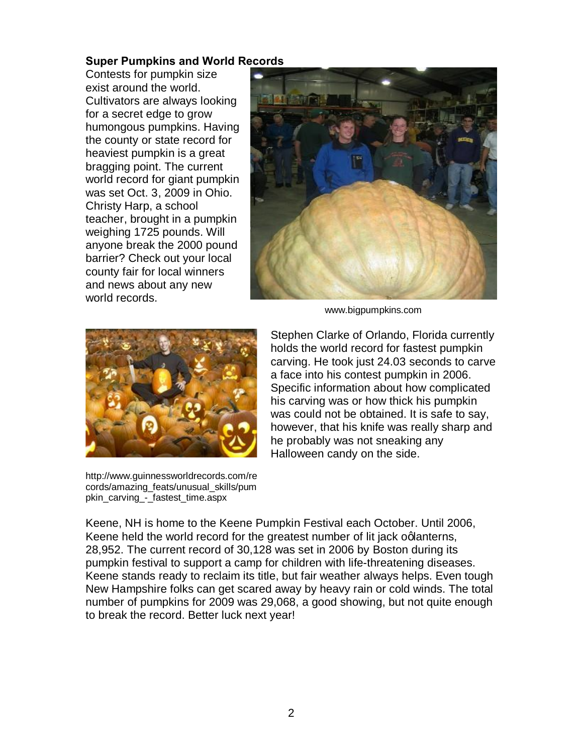**Super Pumpkins and World Records**

Contests for pumpkin size exist around the world. Cultivators are always looking for a secret edge to grow humongous pumpkins. Having the county or state record for heaviest pumpkin is a great bragging point. The current world record for giant pumpkin was set Oct. 3, 2009 in Ohio. Christy Harp, a school teacher, brought in a pumpkin weighing 1725 pounds. Will anyone break the 2000 pound barrier? Check out your local county fair for local winners and news about any new world records.

www.bigpumpkins.com

Stephen Clarke of Orlando, Florida currently holds the world record for fastest pumpkin carving. He took just 24.03 seconds to carve a face into his contest pumpkin in 2006. Specific information about how complicated his carving was or how thick his pumpkin was could not be obtained. It is safe to say, however, that his knife was really sharp and he probably was not sneaking any Halloween candy on the side.

http://www.guinnessworldrecords.com/records/amazing_feats/unusual_skills/pumpkin_carving_-_fastest_time.aspx

Keene, NH is home to the Keene Pumpkin Festival each October. Until 2006, Keene held the world record for the greatest number of lit jack o'lanterns, 28,952. The current record of 30,128 was set in 2006 by Boston during its pumpkin festival to support a camp for children with life-threatening diseases. Keene stands ready to reclaim its title, but fair weather always helps. Even tough New Hampshire folks can get scared away by heavy rain or cold winds. The total number of pumpkins for 2009 was 29,068, a good showing, but not quite enough to break the record. Better luck next year!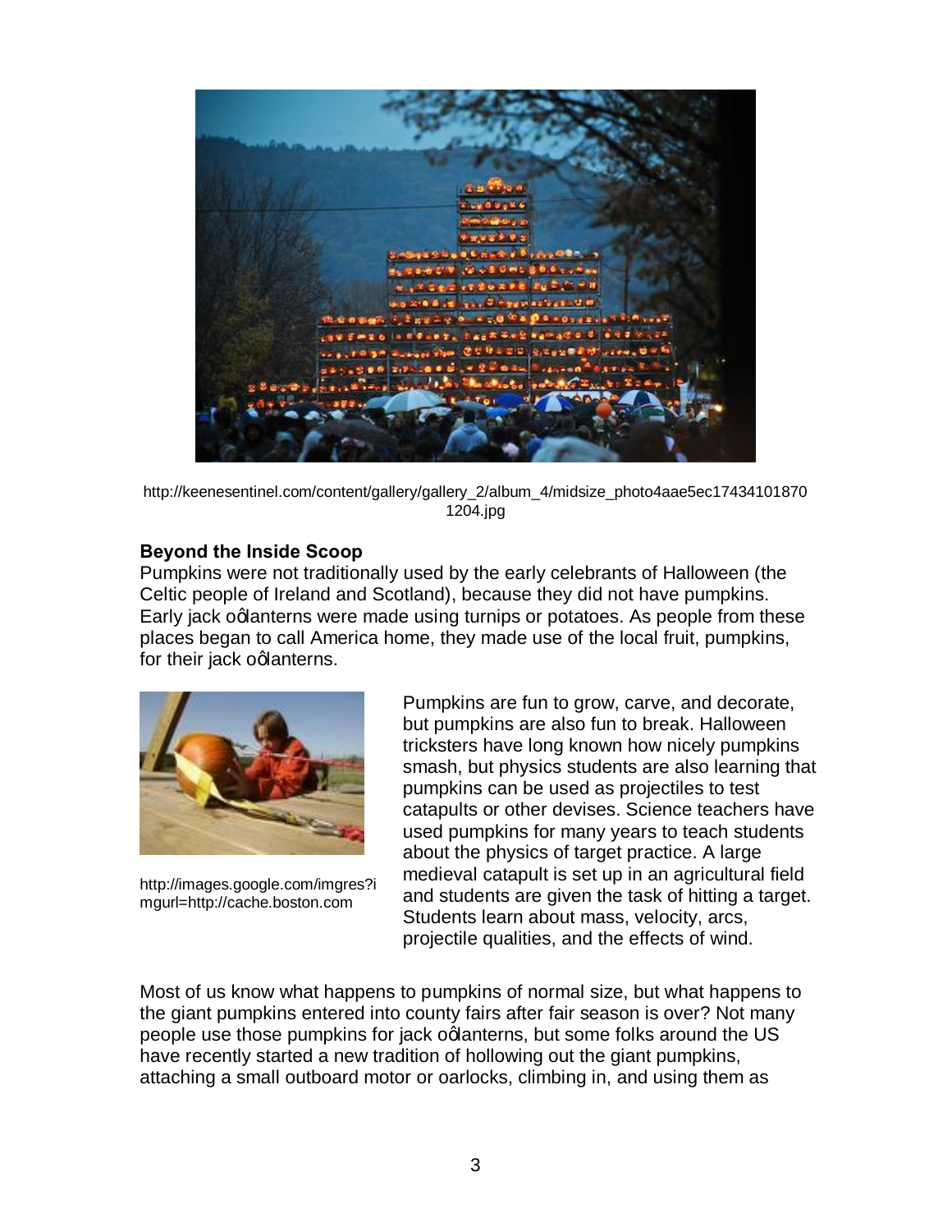http://keenesentinel.com/content/gallery/gallery_2/album_4/midsize_photo4aae5ec174341018701204.jpg

### Beyond the Inside Scoop

Pumpkins were not traditionally used by the early celebrants of Halloween (the Celtic people of Ireland and Scotland), because they did not have pumpkins. Early jack o'lanterns were made using turnips or potatoes. As people from these places began to call America home, they made use of the local fruit, pumpkins, for their jack o'lanterns.

http://images.google.com/imgres?imgurl=http://cache.boston.com

Pumpkins are fun to grow, carve, and decorate, but pumpkins are also fun to break. Halloween tricksters have long known how nicely pumpkins smash, but physics students are also learning that pumpkins can be used as projectiles to test catapults or other devises. Science teachers have used pumpkins for many years to teach students about the physics of target practice. A large medieval catapult is set up in an agricultural field and students are given the task of hitting a target. Students learn about mass, velocity, arcs, projectile qualities, and the effects of wind.

Most of us know what happens to pumpkins of normal size, but what happens to the giant pumpkins entered into county fairs after fair season is over? Not many people use those pumpkins for jack o'lanterns, but some folks around the US have recently started a new tradition of hollowing out the giant pumpkins, attaching a small outboard motor or oarlocks, climbing in, and using them as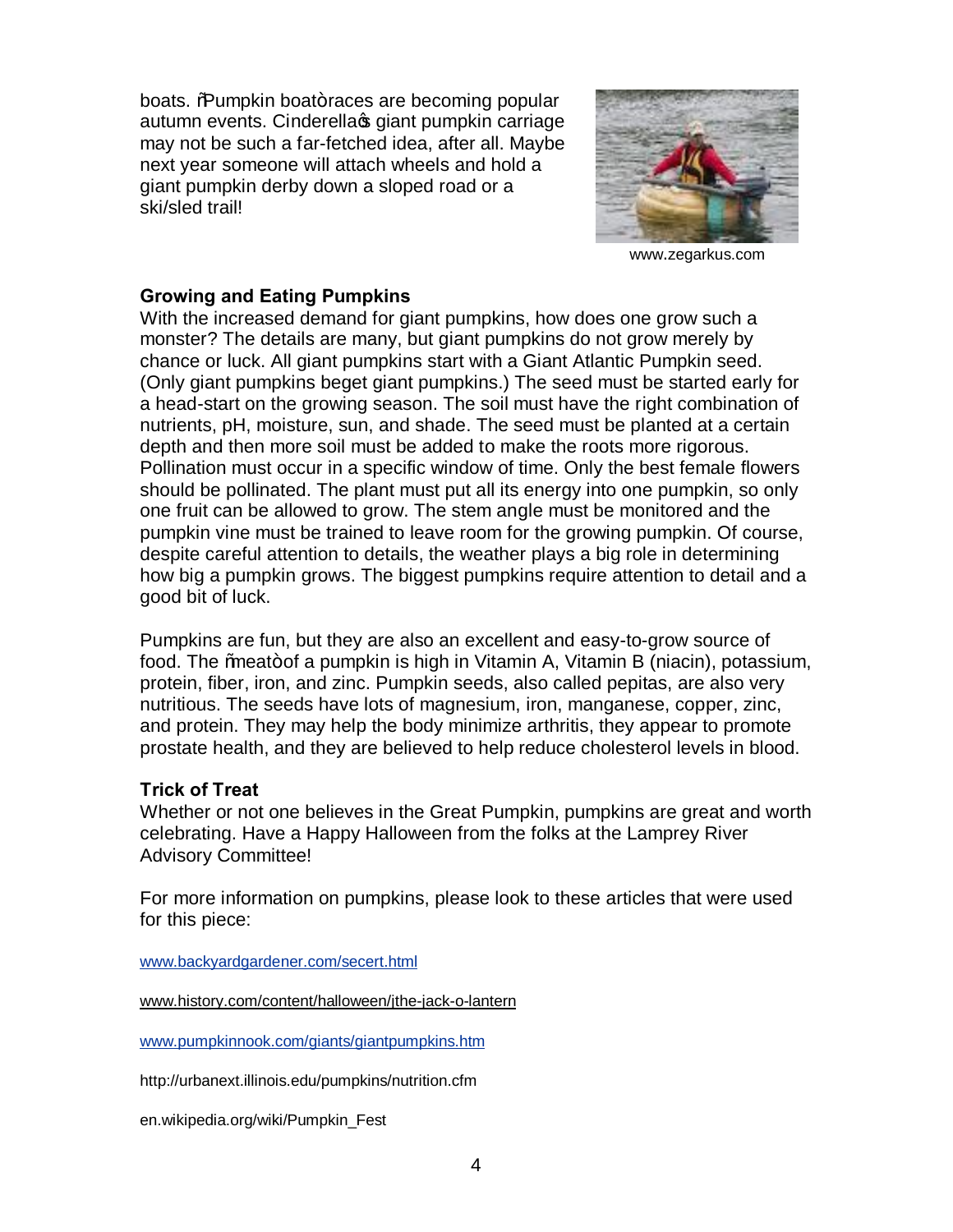boats. "Pumpkin boat" races are becoming popular autumn events. Cinderella's giant pumpkin carriage may not be such a far-fetched idea, after all. Maybe next year someone will attach wheels and hold a giant pumpkin derby down a sloped road or a ski/sled trail!

www.zegarkus.com

**Growing and Eating Pumpkins**

With the increased demand for giant pumpkins, how does one grow such a monster? The details are many, but giant pumpkins do not grow merely by chance or luck. All giant pumpkins start with a Giant Atlantic Pumpkin seed. (Only giant pumpkins beget giant pumpkins.) The seed must be started early for a head-start on the growing season. The soil must have the right combination of nutrients, pH, moisture, sun, and shade. The seed must be planted at a certain depth and then more soil must be added to make the roots more rigorous. Pollination must occur in a specific window of time. Only the best female flowers should be pollinated. The plant must put all its energy into one pumpkin, so only one fruit can be allowed to grow. The stem angle must be monitored and the pumpkin vine must be trained to leave room for the growing pumpkin. Of course, despite careful attention to details, the weather plays a big role in determining how big a pumpkin grows. The biggest pumpkins require attention to detail and a good bit of luck.

Pumpkins are fun, but they are also an excellent and easy-to-grow source of food. The "meat" of a pumpkin is high in Vitamin A, Vitamin B (niacin), potassium, protein, fiber, iron, and zinc. Pumpkin seeds, also called pepitas, are also very nutritious. The seeds have lots of magnesium, iron, manganese, copper, zinc, and protein. They may help the body minimize arthritis, they appear to promote prostate health, and they are believed to help reduce cholesterol levels in blood.

**Trick of Treat**

Whether or not one believes in the Great Pumpkin, pumpkins are great and worth celebrating. Have a Happy Halloween from the folks at the Lamprey River Advisory Committee!

For more information on pumpkins, please look to these articles that were used for this piece:

www.backyardgardener.com/secert.html

www.history.com/content/halloween/jthe-jack-o-lantern

www.pumpkinnook.com/giants/giantpumpkins.htm

http://urbanext.illinois.edu/pumpkins/nutrition.cfm

en.wikipedia.org/wiki/Pumpkin_Fest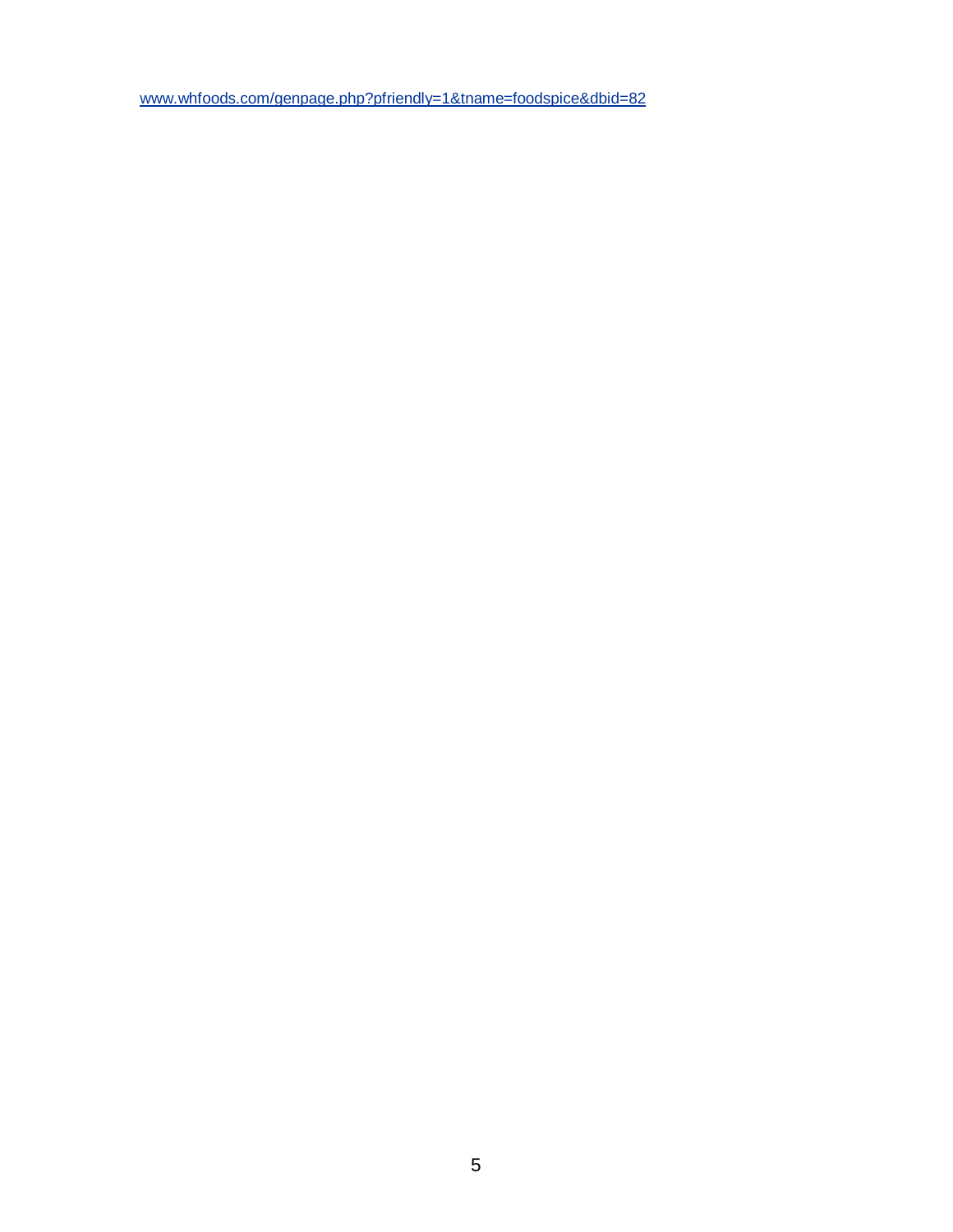www.whfoods.com/genpage.php?pfriendly=1&tname=foodspice&dbid=82